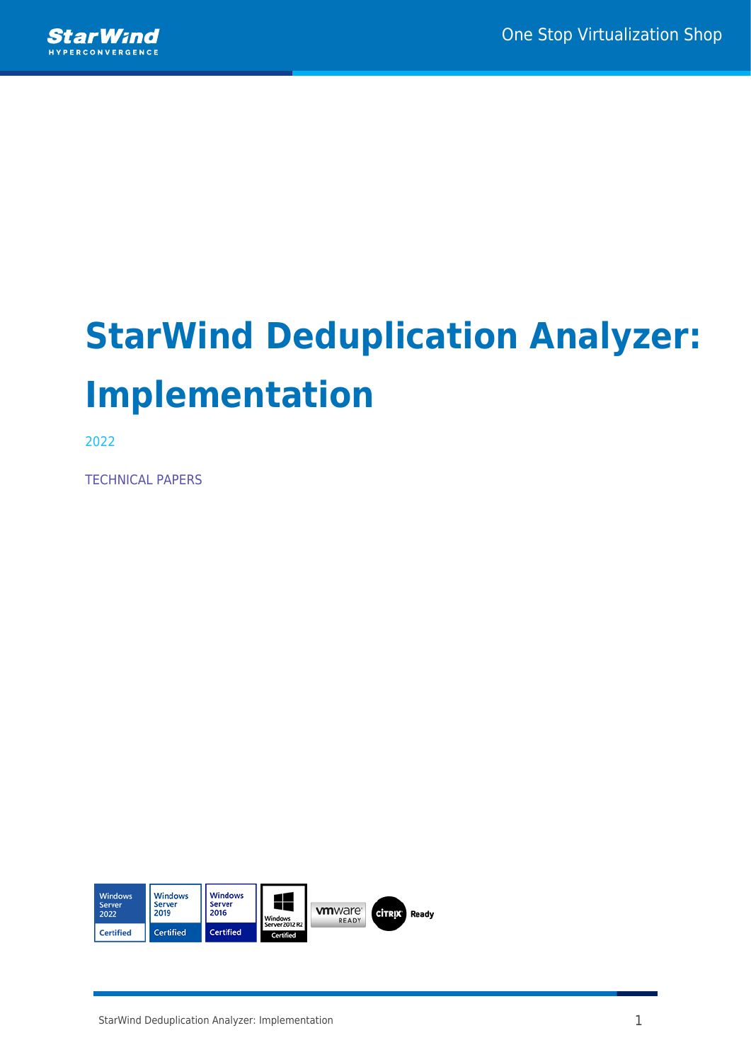# StarWind Deduplication Analyzer: Implementation

2022

TECHNICAL PAPERS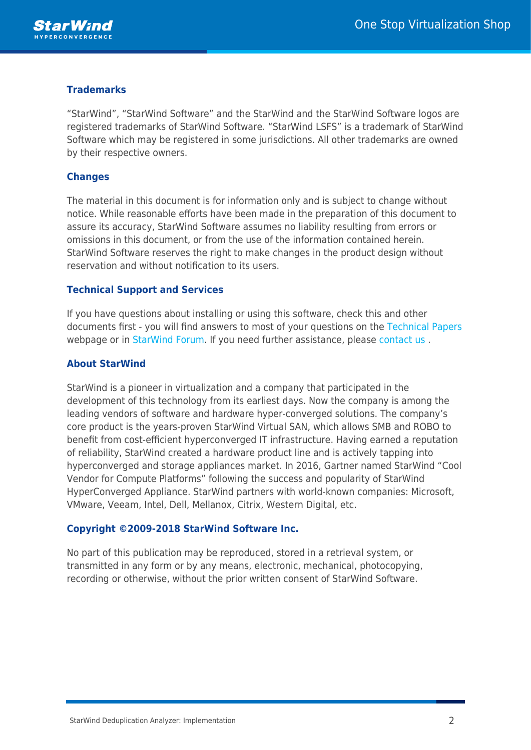## Trademarks

"StarWind", "StarWind Software" and the StarWind and the StarWind Software logos are registered trademarks of StarWind Software. "StarWind LSFS" is a trademark of StarWind Software which may be registered in some jurisdictions. All other trademarks are owned by their respective owners.

## Changes

The material in this document is for information only and is subject to change without notice. While reasonable efforts have been made in the preparation of this document to assure its accuracy, StarWind Software assumes no liability resulting from errors or omissions in this document, or from the use of the information contained herein. StarWind Software reserves the right to make changes in the product design without reservation and without notification to its users.

## Technical Support and Services

If you have questions about installing or using this software, check this and other documents first - you will find answers to most of your questions on the Technical Papers webpage or in StarWind Forum. If you need further assistance, please contact us .

## About StarWind

StarWind is a pioneer in virtualization and a company that participated in the development of this technology from its earliest days. Now the company is among the leading vendors of software and hardware hyper-converged solutions. The company's core product is the years-proven StarWind Virtual SAN, which allows SMB and ROBO to benefit from cost-efficient hyperconverged IT infrastructure. Having earned a reputation of reliability, StarWind created a hardware product line and is actively tapping into hyperconverged and storage appliances market. In 2016, Gartner named StarWind "Cool Vendor for Compute Platforms" following the success and popularity of StarWind HyperConverged Appliance. StarWind partners with world-known companies: Microsoft, VMware, Veeam, Intel, Dell, Mellanox, Citrix, Western Digital, etc.

## Copyright ©2009-2018 StarWind Software Inc.

No part of this publication may be reproduced, stored in a retrieval system, or transmitted in any form or by any means, electronic, mechanical, photocopying, recording or otherwise, without the prior written consent of StarWind Software.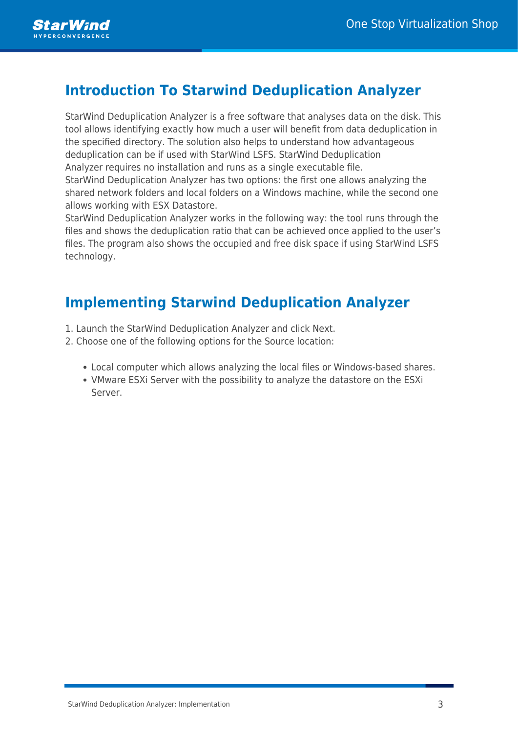## Introduction To Starwind Deduplication Analyzer

StarWind Deduplication Analyzer is a free software that analyses data on the disk. This tool allows identifying exactly how much a user will benefit from data deduplication in the specified directory. The solution also helps to understand how advantageous deduplication can be if used with StarWind LSFS. StarWind Deduplication Analyzer requires no installation and runs as a single executable file.
StarWind Deduplication Analyzer has two options: the first one allows analyzing the shared network folders and local folders on a Windows machine, while the second one allows working with ESX Datastore.
StarWind Deduplication Analyzer works in the following way: the tool runs through the files and shows the deduplication ratio that can be achieved once applied to the user's files. The program also shows the occupied and free disk space if using StarWind LSFS technology.

## Implementing Starwind Deduplication Analyzer

1. Launch the StarWind Deduplication Analyzer and click Next.
2. Choose one of the following options for the Source location:

    - Local computer which allows analyzing the local files or Windows-based shares.
    - VMware ESXi Server with the possibility to analyze the datastore on the ESXi Server.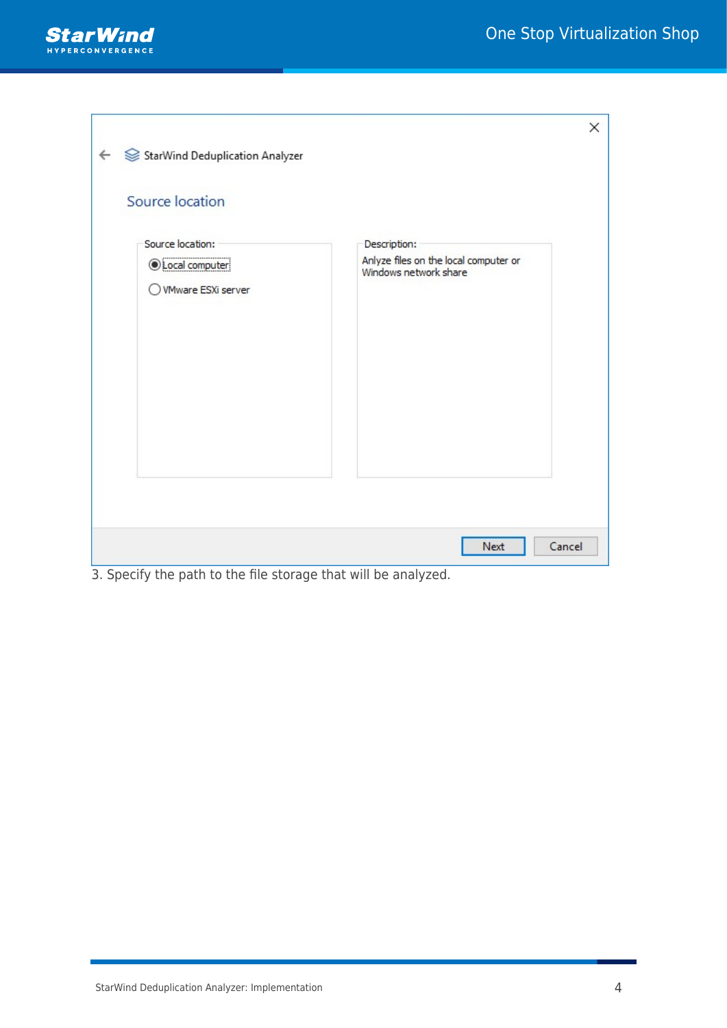3. Specify the path to the file storage that will be analyzed.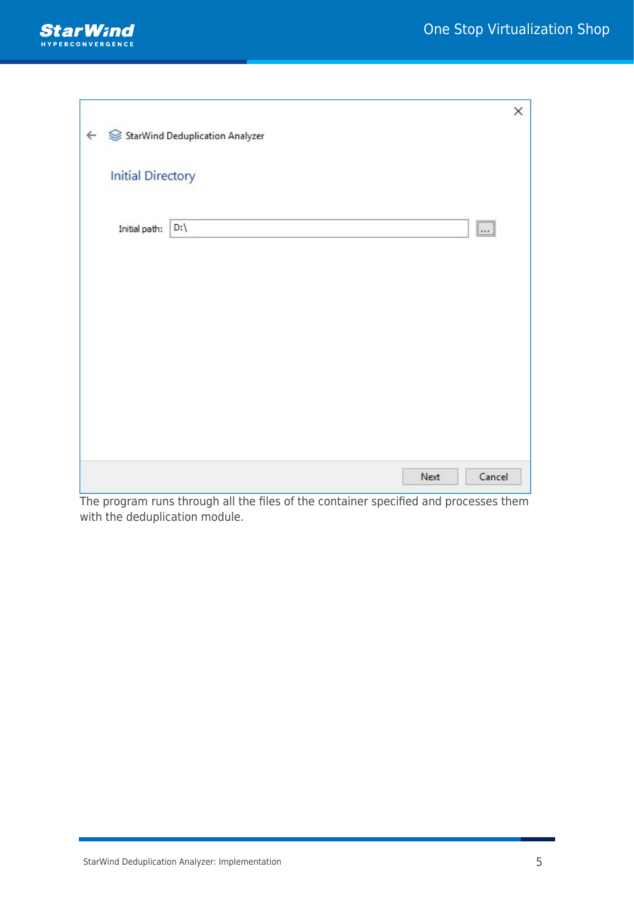The program runs through all the files of the container specified and processes them with the deduplication module.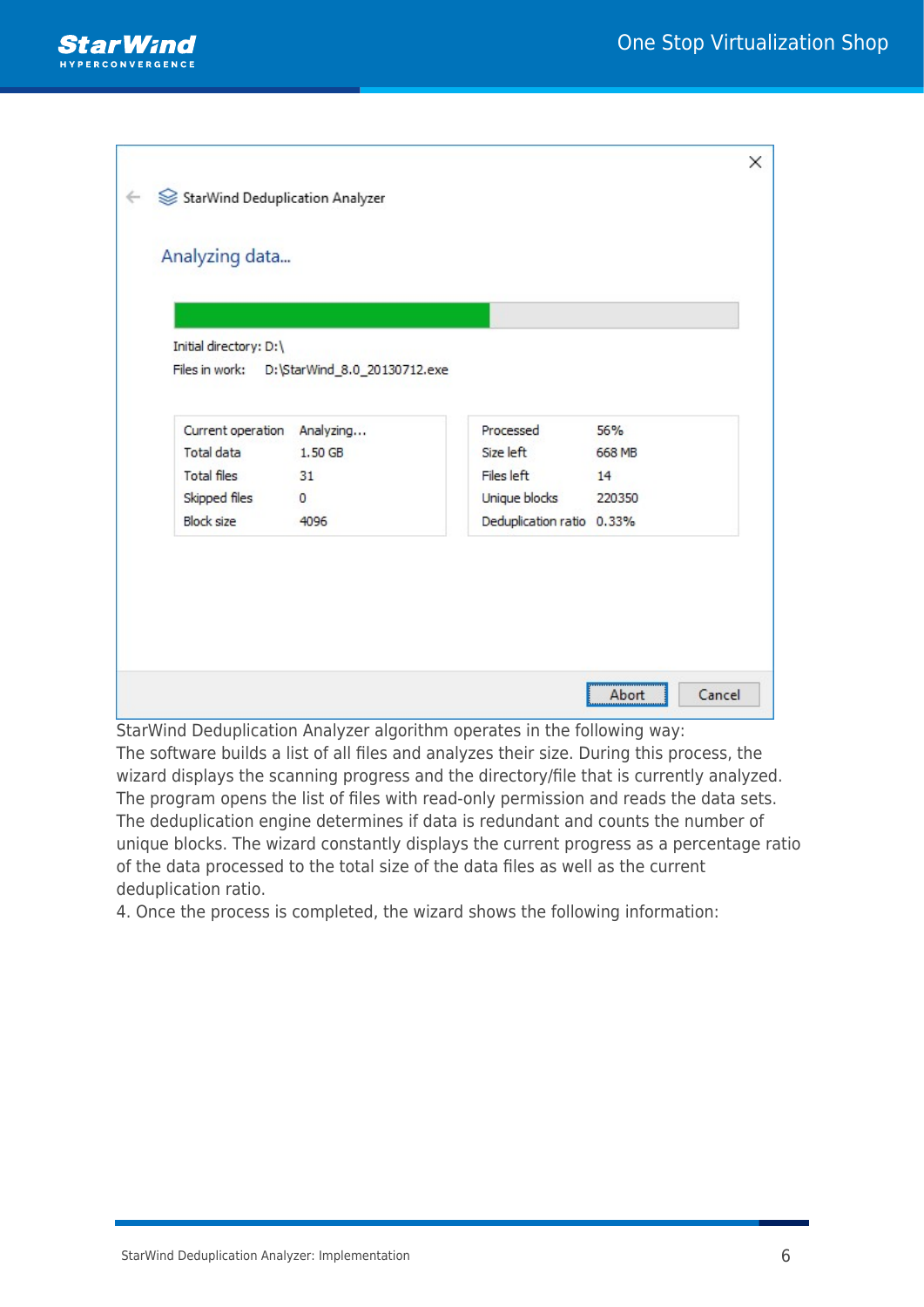StarWind Deduplication Analyzer algorithm operates in the following way:
The software builds a list of all files and analyzes their size. During this process, the wizard displays the scanning progress and the directory/file that is currently analyzed. The program opens the list of files with read-only permission and reads the data sets. The deduplication engine determines if data is redundant and counts the number of unique blocks. The wizard constantly displays the current progress as a percentage ratio of the data processed to the total size of the data files as well as the current deduplication ratio.
4. Once the process is completed, the wizard shows the following information: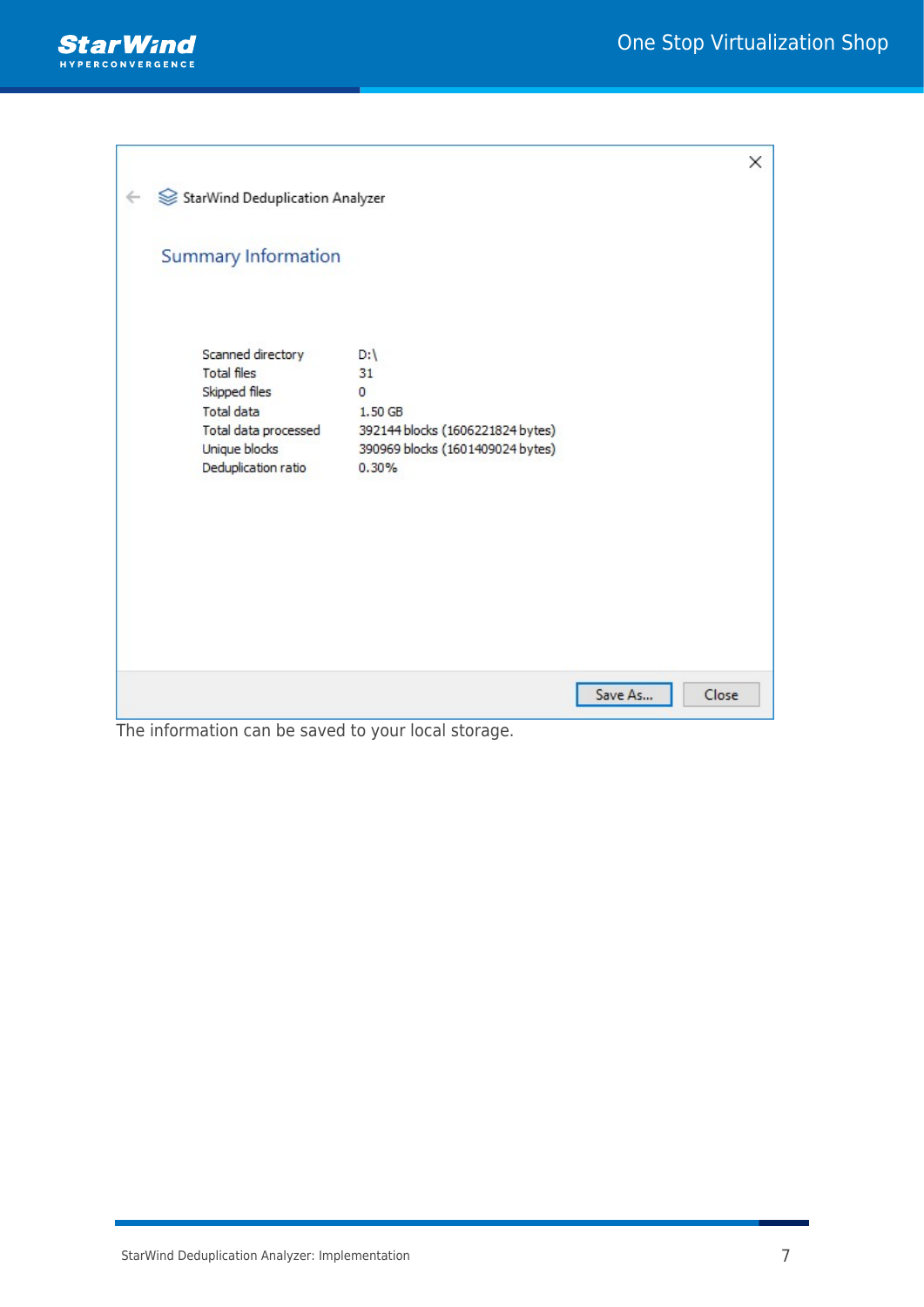The information can be saved to your local storage.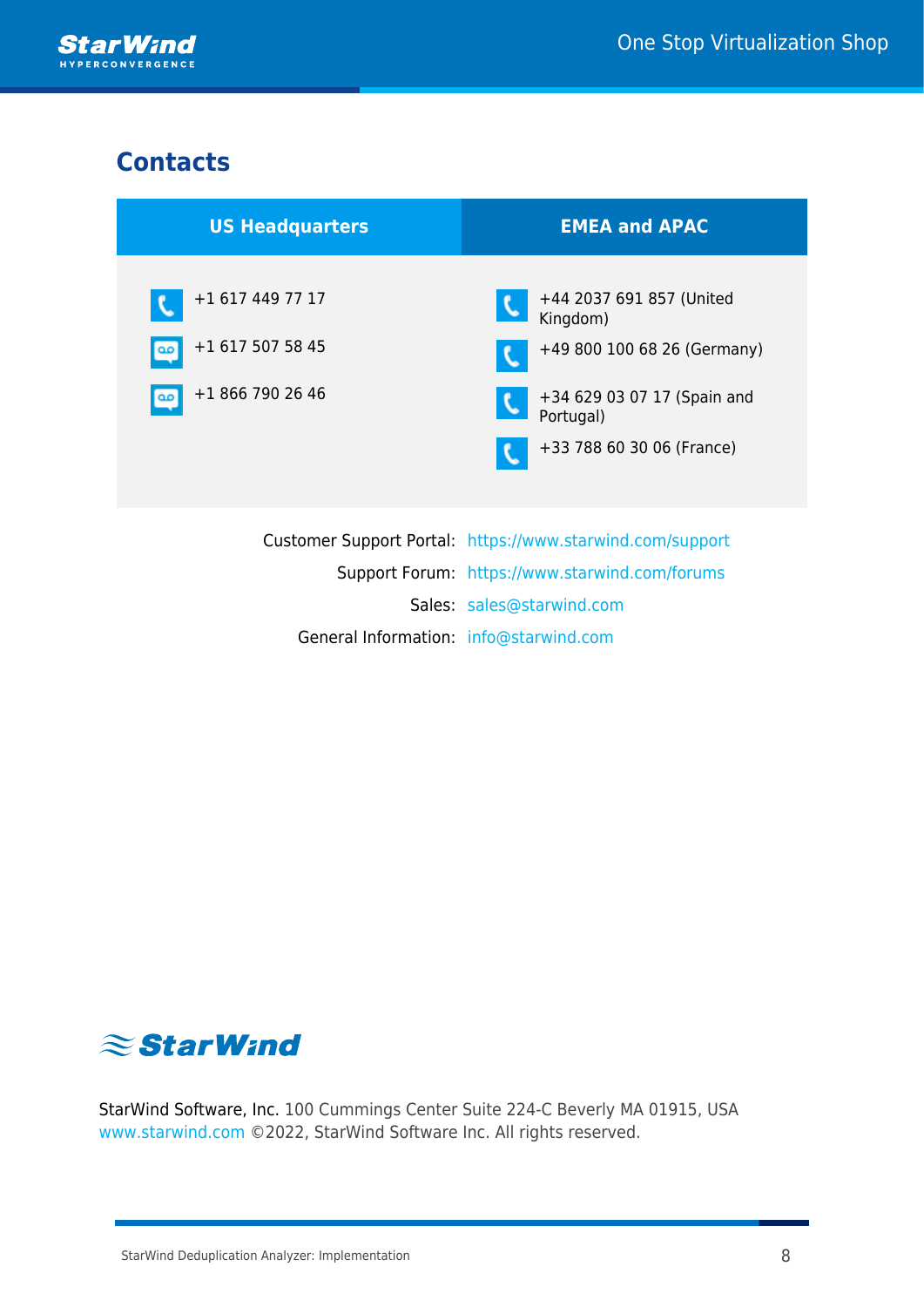## Contacts

| US Headquarters | EMEA and APAC |
|---|---|
| +1 617 449 77 17 | +44 2037 691 857 (United Kingdom) |
| +1 617 507 58 45 | +49 800 100 68 26 (Germany) |
| +1 866 790 26 46 | +34 629 03 07 17 (Spain and Portugal) |
| | +33 788 60 30 06 (France) |

Customer Support Portal: https://www.starwind.com/support

Support Forum: https://www.starwind.com/forums

Sales: sales@starwind.com

General Information: info@starwind.com

StarWind Software, Inc. 100 Cummings Center Suite 224-C Beverly MA 01915, USA
www.starwind.com ©2022, StarWind Software Inc. All rights reserved.